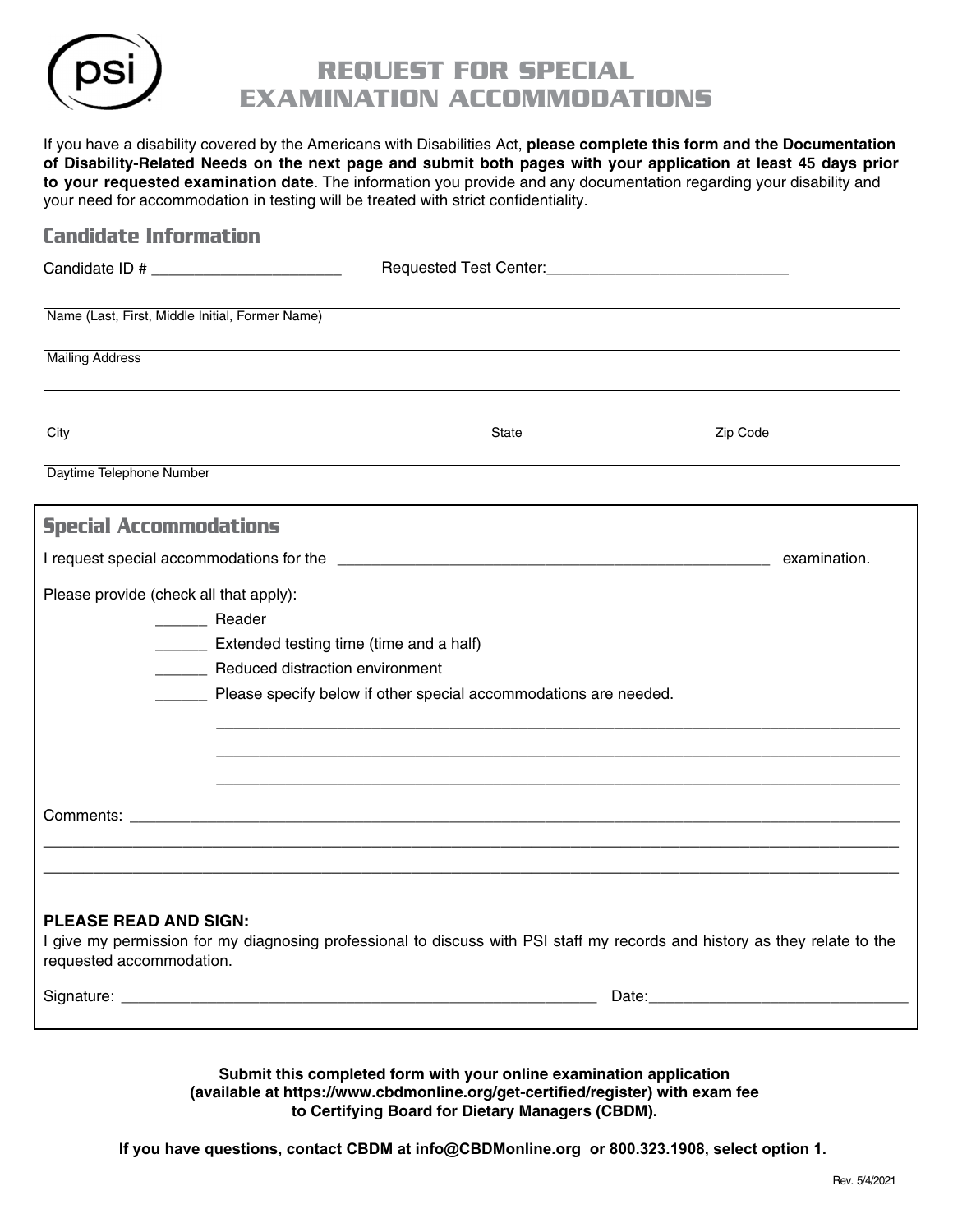# REQUEST FOR SPECIAL EXAMINATION ACCOMMODATIONS

If you have a disability covered by the Americans with Disabilities Act, **please complete this form and the Documentation of Disability-Related Needs on the next page and submit both pages with your application at least 45 days prior to your requested examination date**. The information you provide and any documentation regarding your disability and your need for accommodation in testing will be treated with strict confidentiality.

## Candidate Information

Candidate ID # ______________________ Requested Test Center: ____________________________

______________________________________________________________________________
Name (Last, First, Middle Initial, Former Name)

______________________________________________________________________________
Mailing Address

______________________________________________________________________________

______________________________________________________________________________
City State Zip Code

______________________________________________________________________________
Daytime Telephone Number

## Special Accommodations

I request special accommodations for the ____________________________________________________ examination.

Please provide (check all that apply):

______ Reader

______ Extended testing time (time and a half)

______ Reduced distraction environment

______ Please specify below if other special accommodations are needed.

______________________________________________________________________________

______________________________________________________________________________

______________________________________________________________________________

Comments: ____________________________________________________________________

______________________________________________________________________________

______________________________________________________________________________

**PLEASE READ AND SIGN:**

I give my permission for my diagnosing professional to discuss with PSI staff my records and history as they relate to the requested accommodation.

Signature: ________________________________________________________ Date: ______________________________

**Submit this completed form with your online examination application (available at https://www.cbdmonline.org/get-certified/register) with exam fee to Certifying Board for Dietary Managers (CBDM).**

**If you have questions, contact CBDM at info@CBDMonline.org or 800.323.1908, select option 1.**

Rev. 5/4/2021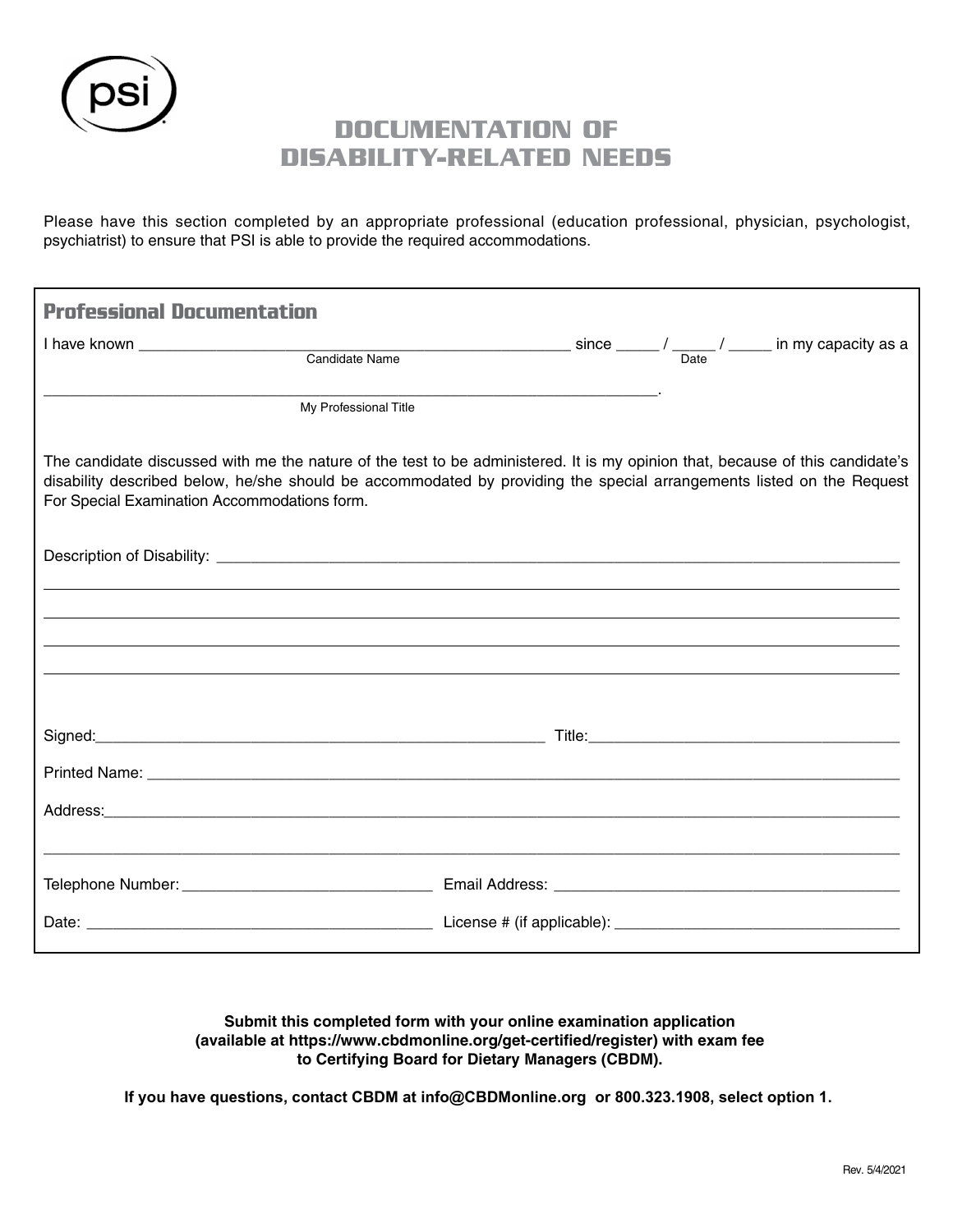# DOCUMENTATION OF DISABILITY-RELATED NEEDS

Please have this section completed by an appropriate professional (education professional, physician, psychologist, psychiatrist) to ensure that PSI is able to provide the required accommodations.

## Professional Documentation

I have known ____________________________________________ since _____ / _____ / _____ in my capacity as a
Candidate Name — Date

______________________________________________________________________.
My Professional Title

The candidate discussed with me the nature of the test to be administered. It is my opinion that, because of this candidate's disability described below, he/she should be accommodated by providing the special arrangements listed on the Request For Special Examination Accommodations form.

Description of Disability: ______________________________________________________________________

______________________________________________________________________

______________________________________________________________________

______________________________________________________________________

______________________________________________________________________

Signed:_____________________________________________ Title:______________________________

Printed Name: ______________________________________________________________________

Address:______________________________________________________________________

______________________________________________________________________

Telephone Number: ___________________________ Email Address: ___________________________________

Date: ______________________________________ License # (if applicable): ____________________________

**Submit this completed form with your online examination application (available at https://www.cbdmonline.org/get-certified/register) with exam fee to Certifying Board for Dietary Managers (CBDM).**

**If you have questions, contact CBDM at info@CBDMonline.org or 800.323.1908, select option 1.**

Rev. 5/4/2021